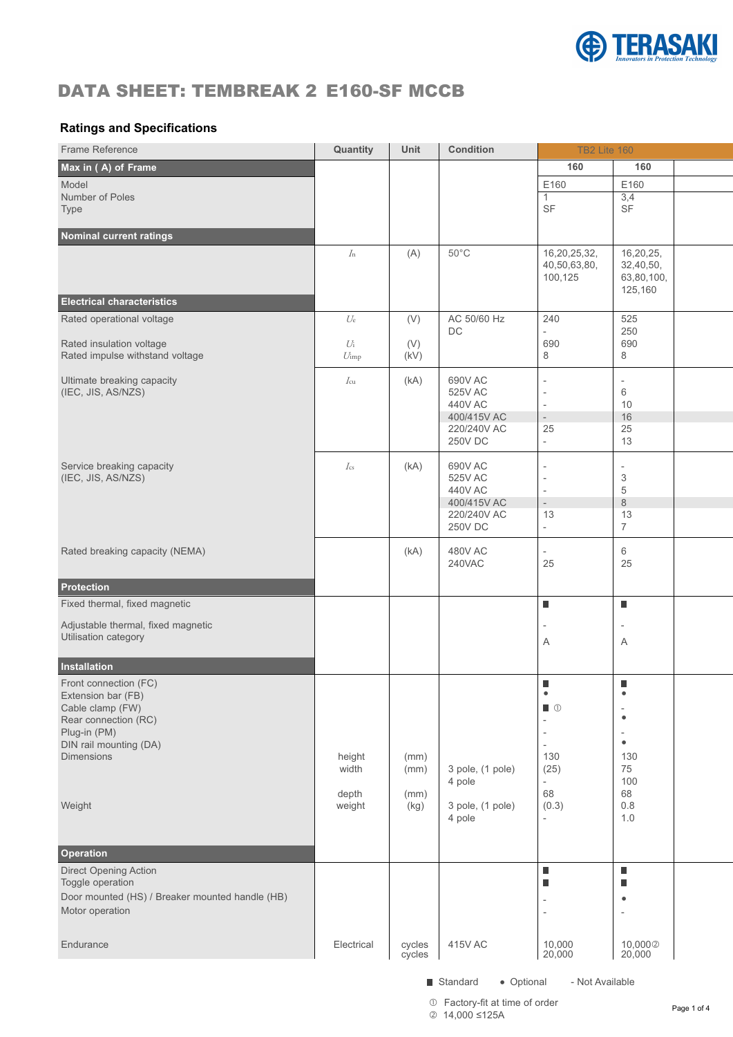# DATA SHEET: TEMBREAK 2 E160-SF MCCB

## Ratings and Specifications

| Frame Reference | Quantity | Unit | Condition | TB2 Lite 160 | | |
|---|---|---|---|---|---|---|
| **Max in ( A) of Frame** | | | | **160** | **160** | |
| Model<br>Number of Poles<br>Type | | | | E160<br>1<br>SF | E160<br>3,4<br>SF | |
| **Nominal current ratings** | | | | | | |
| | $I_n$ | (A) | 50°C | 16,20,25,32, 40,50,63,80, 100,125 | 16,20,25, 32,40,50, 63,80,100, 125,160 | |
| **Electrical characteristics** | | | | | | |
| Rated operational voltage | $U_e$ | (V) | AC 50/60 Hz<br>DC | 240<br>- | 525<br>250 | |
| Rated insulation voltage | $U_i$ | (V) | | 690 | 690 | |
| Rated impulse withstand voltage | $U_{imp}$ | (kV) | | 8 | 8 | |
| Ultimate breaking capacity (IEC, JIS, AS/NZS) | $I_{cu}$ | (kA) | 690V AC<br>525V AC<br>440V AC<br>400/415V AC<br>220/240V AC<br>250V DC | -<br>-<br>-<br>-<br>25<br>- | -<br>6<br>10<br>16<br>25<br>13 | |
| Service breaking capacity (IEC, JIS, AS/NZS) | $I_{cs}$ | (kA) | 690V AC<br>525V AC<br>440V AC<br>400/415V AC<br>220/240V AC<br>250V DC | -<br>-<br>-<br>-<br>13<br>- | -<br>3<br>5<br>8<br>13<br>7 | |
| Rated breaking capacity (NEMA) | | (kA) | 480V AC<br>240VAC | -<br>25 | 6<br>25 | |
| **Protection** | | | | | | |
| Fixed thermal, fixed magnetic | | | | ■ | ■ | |
| Adjustable thermal, fixed magnetic | | | | - | - | |
| Utilisation category | | | | A | A | |
| **Installation** | | | | | | |
| Front connection (FC) | | | | ■ | ■ | |
| Extension bar (FB) | | | | ● | ● | |
| Cable clamp (FW) | | | | ■ ① | - | |
| Rear connection (RC) | | | | - | ● | |
| Plug-in (PM) | | | | - | - | |
| DIN rail mounting (DA) | | | | - | ● | |
| Dimensions | height | (mm) | | 130 | 130 | |
| | width | (mm) | 3 pole, (1 pole) | (25) | 75 | |
| | | | 4 pole | - | 100 | |
| | depth | (mm) | | 68 | 68 | |
| Weight | weight | (kg) | 3 pole, (1 pole) | (0.3) | 0.8 | |
| | | | 4 pole | - | 1.0 | |
| **Operation** | | | | | | |
| Direct Opening Action | | | | ■ | ■ | |
| Toggle operation | | | | ■ | ■ | |
| Door mounted (HS) / Breaker mounted handle (HB) | | | | - | ● | |
| Motor operation | | | | - | - | |
| Endurance | Electrical | cycles<br>cycles | 415V AC | 10,000<br>20,000 | 10,000②<br>20,000 | |

■ Standard ● Optional - Not Available

① Factory-fit at time of order
② 14,000 ≤125A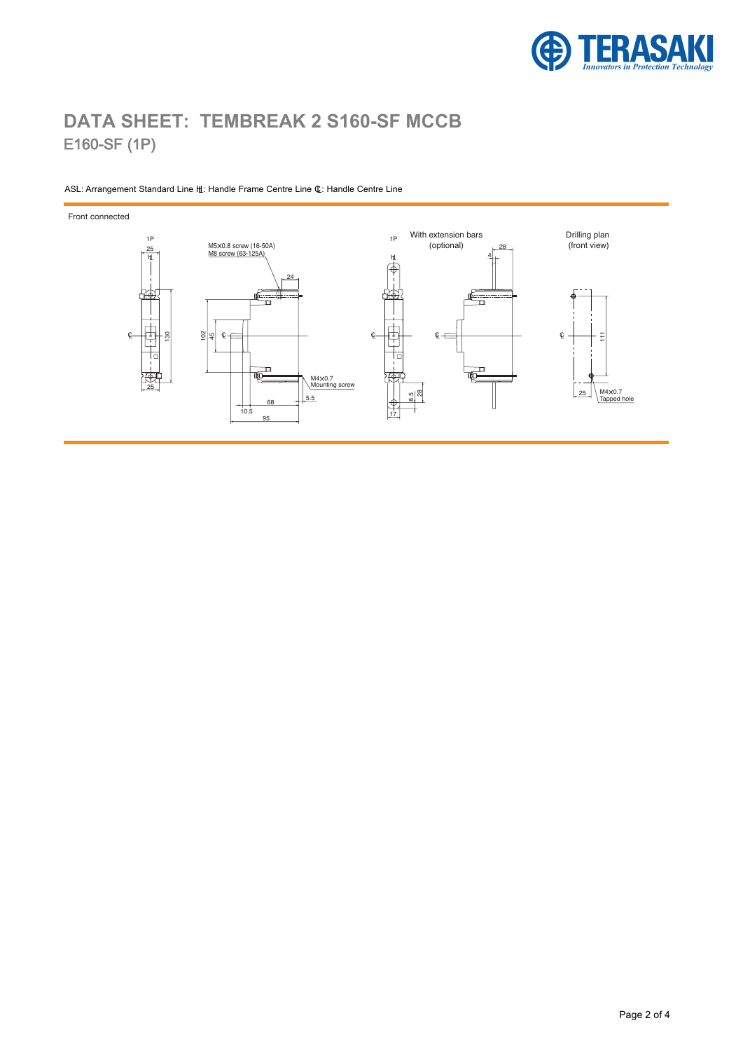# DATA SHEET: TEMBREAK 2 S160-SF MCCB

## E160-SF (1P)

ASL: Arrangement Standard Line ℍ: Handle Frame Centre Line ℄: Handle Centre Line

Front connected

1P

25

130

25

M5×0.8 screw (16-50A)
M8 screw (63-125A)

24

102

45

M4×0.7
Mounting screw

5.5

68

10.5

95

1P

With extension bars
(optional)

28

4

8.5

28

17

Drilling plan
(front view)

111

25

M4×0.7
Tapped hole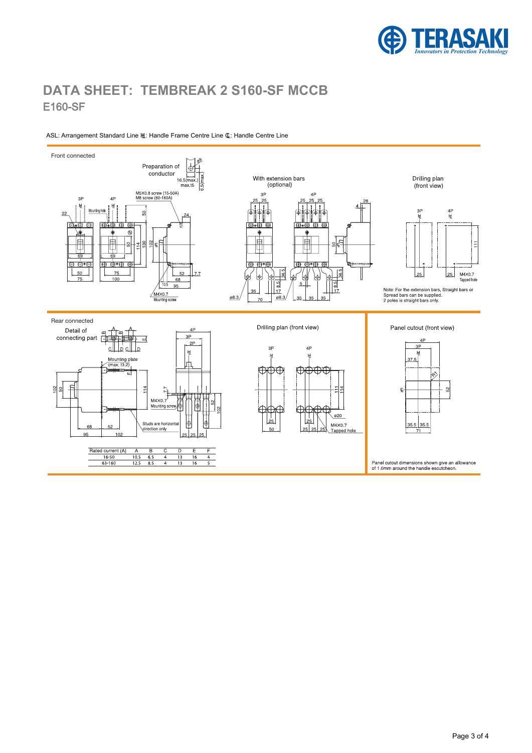# DATA SHEET: TEMBREAK 2 S160-SF MCCB

## E160-SF

ASL: Arrangement Standard Line ℍ: Handle Frame Centre Line ℄: Handle Centre Line

### Front connected

Preparation of conductor

16.5(max.)
max.t5
6.5(max.)
ø9

M5×0.8 screw (15-50A)
M8 screw (60-160A)

3P
4P
Mounting hole
22
24
50
114
130
102
50
69
69
50
75
75
100
52
7.7
68
10.5
95
M4×0.7
Mounting screw

With extension bars (optional)

3P
4P
25 25
25 25 25
28
4
50
36.5
36.5
8.5
8.5
17
17
5
35
70
35 35 35
ø8.3
ø8.3

Drilling plan (front view)

3P
4P
111
25
25
M4×0.7
Tapped hole

Note: For the extension bars, Straight bars or Spread bars can be supplied.
2 poles is straight bars only.

### Rear connected

Detail of connecting part

A
A
B
B
C
D
C
D
E

Mounting plate (max. t3.2)
F
102
50
114
68
52
95
102
7.7
M4×0.7
Mounting screw
Studs are horizontal direction only
4P
3P
2P
52
102
25 25 25

| Rated current (A) | A | B | C | D | E | F |
|---|---|---|---|---|---|---|
| 16-50 | 10.5 | 6.5 | 4 | 13 | 16 | 4 |
| 63-160 | 12.5 | 8.5 | 4 | 13 | 16 | 5 |

Drilling plan (front view)

3P
4P
111
114
25
50
25
25 25 25
ø20
M4×0.7
Tapped hole

Panel cutout (front view)

4P
3P
37.5
R1
52
35.5 35.5
71

Panel cutout dimensions shown give an allowance of 1.0mm around the handle escutcheon.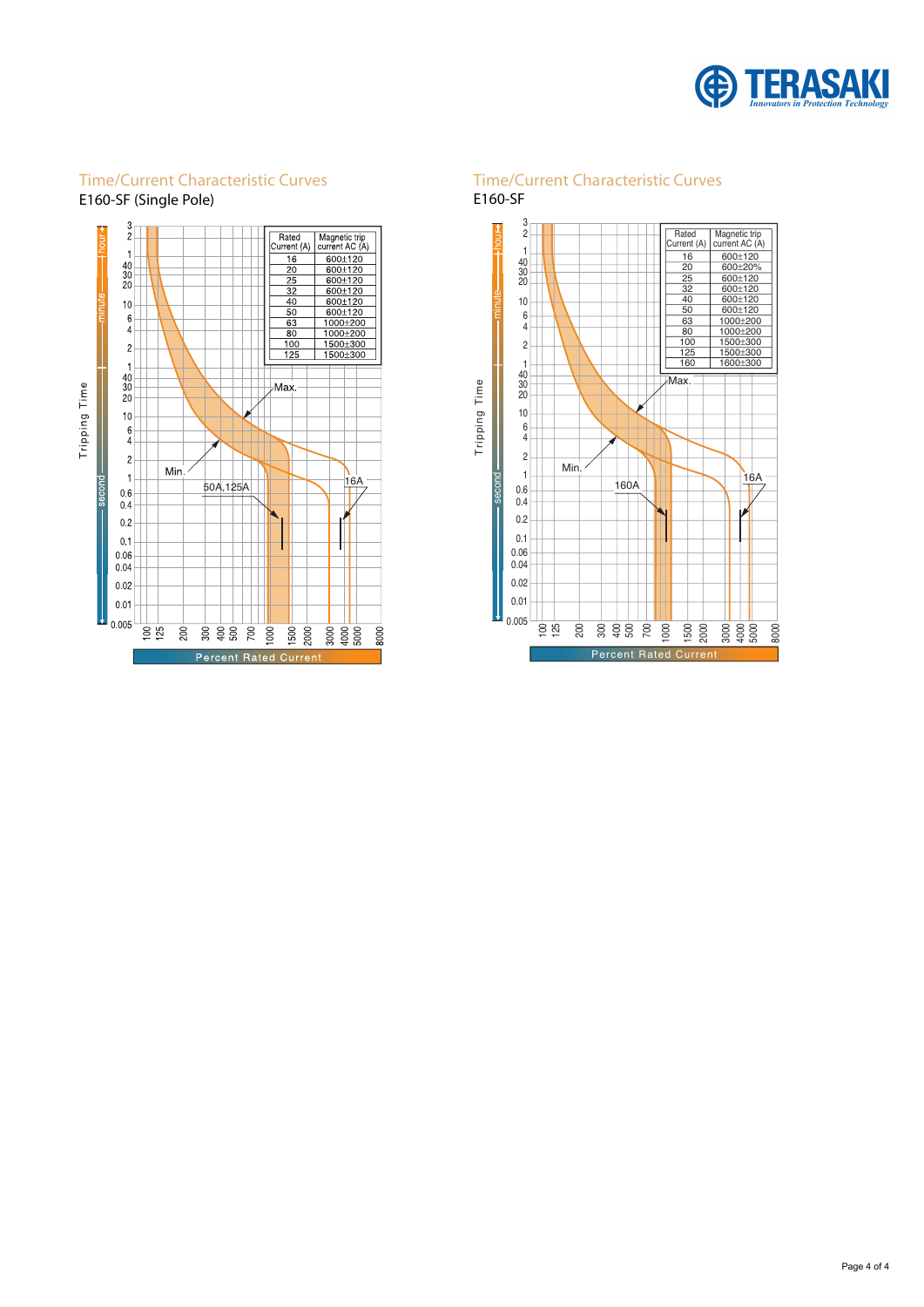## Time/Current Characteristic Curves

E160-SF (Single Pole)

| Rated Current (A) | Magnetic trip current AC (A) |
|---|---|
| 16 | 600±120 |
| 20 | 600±120 |
| 25 | 600±120 |
| 32 | 600±120 |
| 40 | 600±120 |
| 50 | 600±120 |
| 63 | 1000±200 |
| 80 | 1000±200 |
| 100 | 1500±300 |
| 125 | 1500±300 |

Tripping Time

hour

minute

second

3
2
1
40
30
20
10
6
4
2
1
40
30
20
10
6
4
2
1
0.6
0.4
0.2
0.1
0.06
0.04
0.02
0.01
0.005

Max.

Min.

50A,125A

16A

100 125 200 300 400 500 700 1000 1500 2000 3000 4000 5000 8000

Percent Rated Current

## Time/Current Characteristic Curves

E160-SF

| Rated Current (A) | Magnetic trip current AC (A) |
|---|---|
| 16 | 600±120 |
| 20 | 600±20% |
| 25 | 600±120 |
| 32 | 600±120 |
| 40 | 600±120 |
| 50 | 600±120 |
| 63 | 1000±200 |
| 80 | 1000±200 |
| 100 | 1500±300 |
| 125 | 1500±300 |
| 160 | 1600±300 |

Tripping Time

hour

minute

second

3
2
1
40
30
20
10
6
4
2
1
40
30
20
10
6
4
2
1
0.6
0.4
0.2
0.1
0.06
0.04
0.02
0.01
0.005

Max.

Min.

160A

16A

100 125 200 300 400 500 700 1000 1500 2000 3000 4000 5000 8000

Percent Rated Current